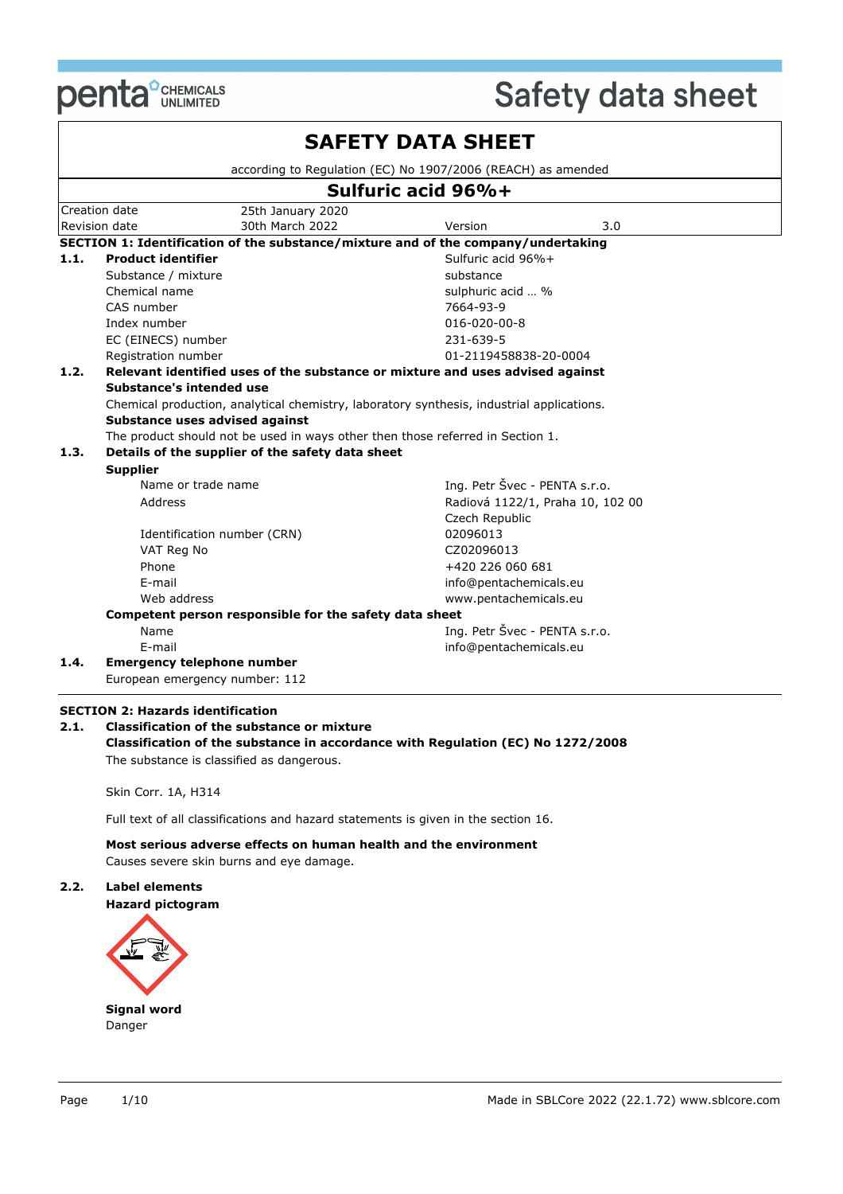# SAFETY DATA SHEET

according to Regulation (EC) No 1907/2006 (REACH) as amended

## Sulfuric acid 96%+

| | | | |
|---|---|---|---|
| Creation date | 25th January 2020 | | |
| Revision date | 30th March 2022 | Version | 3.0 |

### SECTION 1: Identification of the substance/mixture and of the company/undertaking

**1.1. Product identifier**

| | |
|---|---|
| **Product identifier** | Sulfuric acid 96%+ |
| Substance / mixture | substance |
| Chemical name | sulphuric acid … % |
| CAS number | 7664-93-9 |
| Index number | 016-020-00-8 |
| EC (EINECS) number | 231-639-5 |
| Registration number | 01-2119458838-20-0004 |

**1.2. Relevant identified uses of the substance or mixture and uses advised against**

**Substance's intended use**

Chemical production, analytical chemistry, laboratory synthesis, industrial applications.

**Substance uses advised against**

The product should not be used in ways other then those referred in Section 1.

**1.3. Details of the supplier of the safety data sheet**

**Supplier**

| | |
|---|---|
| Name or trade name | Ing. Petr Švec - PENTA s.r.o. |
| Address | Radiová 1122/1, Praha 10, 102 00 Czech Republic |
| Identification number (CRN) | 02096013 |
| VAT Reg No | CZ02096013 |
| Phone | +420 226 060 681 |
| E-mail | info@pentachemicals.eu |
| Web address | www.pentachemicals.eu |

**Competent person responsible for the safety data sheet**

| | |
|---|---|
| Name | Ing. Petr Švec - PENTA s.r.o. |
| E-mail | info@pentachemicals.eu |

**1.4. Emergency telephone number**

European emergency number: 112

### SECTION 2: Hazards identification

**2.1. Classification of the substance or mixture**

**Classification of the substance in accordance with Regulation (EC) No 1272/2008**

The substance is classified as dangerous.

Skin Corr. 1A, H314

Full text of all classifications and hazard statements is given in the section 16.

**Most serious adverse effects on human health and the environment**

Causes severe skin burns and eye damage.

**2.2. Label elements**

**Hazard pictogram**

**Signal word**

Danger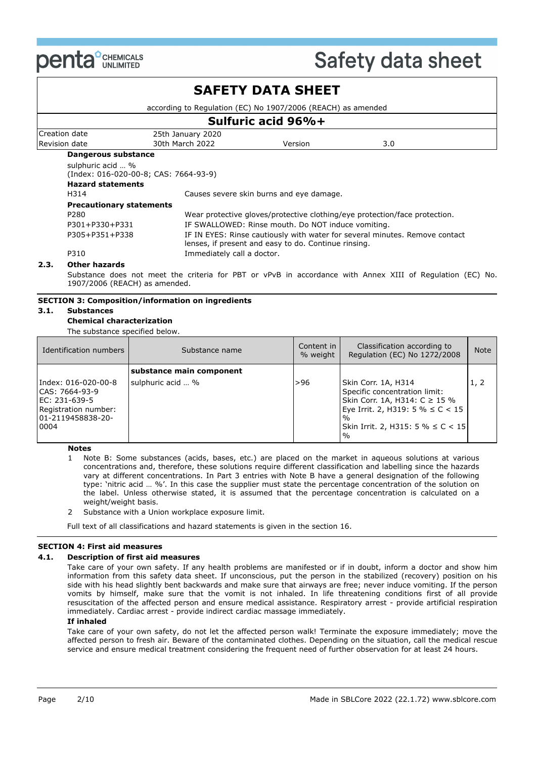# SAFETY DATA SHEET

according to Regulation (EC) No 1907/2006 (REACH) as amended

## Sulfuric acid 96%+

| Creation date | 25th January 2020 | | |
|---|---|---|---|
| Revision date | 30th March 2022 | Version | 3.0 |

**Dangerous substance**

sulphuric acid … %
(Index: 016-020-00-8; CAS: 7664-93-9)

**Hazard statements**

| | |
|---|---|
| H314 | Causes severe skin burns and eye damage. |

**Precautionary statements**

| | |
|---|---|
| P280 | Wear protective gloves/protective clothing/eye protection/face protection. |
| P301+P330+P331 | IF SWALLOWED: Rinse mouth. Do NOT induce vomiting. |
| P305+P351+P338 | IF IN EYES: Rinse cautiously with water for several minutes. Remove contact lenses, if present and easy to do. Continue rinsing. |
| P310 | Immediately call a doctor. |

**2.3. Other hazards**

Substance does not meet the criteria for PBT or vPvB in accordance with Annex XIII of Regulation (EC) No. 1907/2006 (REACH) as amended.

## SECTION 3: Composition/information on ingredients

**3.1. Substances**

**Chemical characterization**

The substance specified below.

| Identification numbers | Substance name | Content in % weight | Classification according to Regulation (EC) No 1272/2008 | Note |
|---|---|---|---|---|
| | **substance main component** | | | |
| Index: 016-020-00-8<br>CAS: 7664-93-9<br>EC: 231-639-5<br>Registration number: 01-2119458838-20-0004 | sulphuric acid … % | >96 | Skin Corr. 1A, H314<br>Specific concentration limit:<br>Skin Corr. 1A, H314: C ≥ 15 %<br>Eye Irrit. 2, H319: 5 % ≤ C < 15 %<br>Skin Irrit. 2, H315: 5 % ≤ C < 15 % | 1, 2 |

**Notes**

1. Note B: Some substances (acids, bases, etc.) are placed on the market in aqueous solutions at various concentrations and, therefore, these solutions require different classification and labelling since the hazards vary at different concentrations. In Part 3 entries with Note B have a general designation of the following type: 'nitric acid … %'. In this case the supplier must state the percentage concentration of the solution on the label. Unless otherwise stated, it is assumed that the percentage concentration is calculated on a weight/weight basis.
2. Substance with a Union workplace exposure limit.

Full text of all classifications and hazard statements is given in the section 16.

## SECTION 4: First aid measures

**4.1. Description of first aid measures**

Take care of your own safety. If any health problems are manifested or if in doubt, inform a doctor and show him information from this safety data sheet. If unconscious, put the person in the stabilized (recovery) position on his side with his head slightly bent backwards and make sure that airways are free; never induce vomiting. If the person vomits by himself, make sure that the vomit is not inhaled. In life threatening conditions first of all provide resuscitation of the affected person and ensure medical assistance. Respiratory arrest - provide artificial respiration immediately. Cardiac arrest - provide indirect cardiac massage immediately.

**If inhaled**

Take care of your own safety, do not let the affected person walk! Terminate the exposure immediately; move the affected person to fresh air. Beware of the contaminated clothes. Depending on the situation, call the medical rescue service and ensure medical treatment considering the frequent need of further observation for at least 24 hours.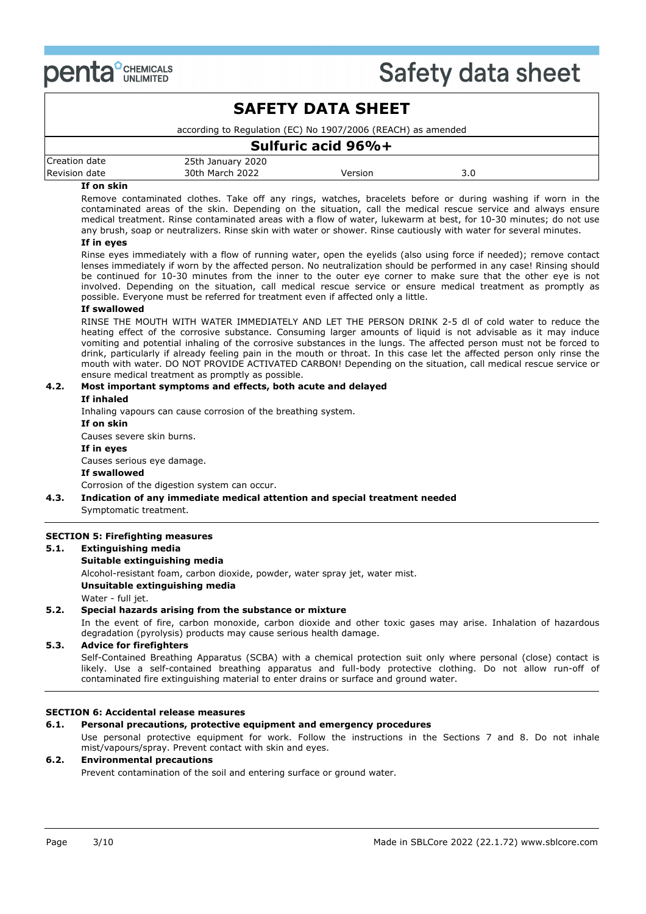**If on skin**

Remove contaminated clothes. Take off any rings, watches, bracelets before or during washing if worn in the contaminated areas of the skin. Depending on the situation, call the medical rescue service and always ensure medical treatment. Rinse contaminated areas with a flow of water, lukewarm at best, for 10-30 minutes; do not use any brush, soap or neutralizers. Rinse skin with water or shower. Rinse cautiously with water for several minutes.

**If in eyes**

Rinse eyes immediately with a flow of running water, open the eyelids (also using force if needed); remove contact lenses immediately if worn by the affected person. No neutralization should be performed in any case! Rinsing should be continued for 10-30 minutes from the inner to the outer eye corner to make sure that the other eye is not involved. Depending on the situation, call medical rescue service or ensure medical treatment as promptly as possible. Everyone must be referred for treatment even if affected only a little.

**If swallowed**

RINSE THE MOUTH WITH WATER IMMEDIATELY AND LET THE PERSON DRINK 2-5 dl of cold water to reduce the heating effect of the corrosive substance. Consuming larger amounts of liquid is not advisable as it may induce vomiting and potential inhaling of the corrosive substances in the lungs. The affected person must not be forced to drink, particularly if already feeling pain in the mouth or throat. In this case let the affected person only rinse the mouth with water. DO NOT PROVIDE ACTIVATED CARBON! Depending on the situation, call medical rescue service or ensure medical treatment as promptly as possible.

### 4.2. Most important symptoms and effects, both acute and delayed

**If inhaled**

Inhaling vapours can cause corrosion of the breathing system.

**If on skin**

Causes severe skin burns.

**If in eyes**

Causes serious eye damage.

**If swallowed**

Corrosion of the digestion system can occur.

### 4.3. Indication of any immediate medical attention and special treatment needed

Symptomatic treatment.

## SECTION 5: Firefighting measures

### 5.1. Extinguishing media

**Suitable extinguishing media**

Alcohol-resistant foam, carbon dioxide, powder, water spray jet, water mist.

**Unsuitable extinguishing media**

Water - full jet.

### 5.2. Special hazards arising from the substance or mixture

In the event of fire, carbon monoxide, carbon dioxide and other toxic gases may arise. Inhalation of hazardous degradation (pyrolysis) products may cause serious health damage.

### 5.3. Advice for firefighters

Self-Contained Breathing Apparatus (SCBA) with a chemical protection suit only where personal (close) contact is likely. Use a self-contained breathing apparatus and full-body protective clothing. Do not allow run-off of contaminated fire extinguishing material to enter drains or surface and ground water.

## SECTION 6: Accidental release measures

### 6.1. Personal precautions, protective equipment and emergency procedures

Use personal protective equipment for work. Follow the instructions in the Sections 7 and 8. Do not inhale mist/vapours/spray. Prevent contact with skin and eyes.

### 6.2. Environmental precautions

Prevent contamination of the soil and entering surface or ground water.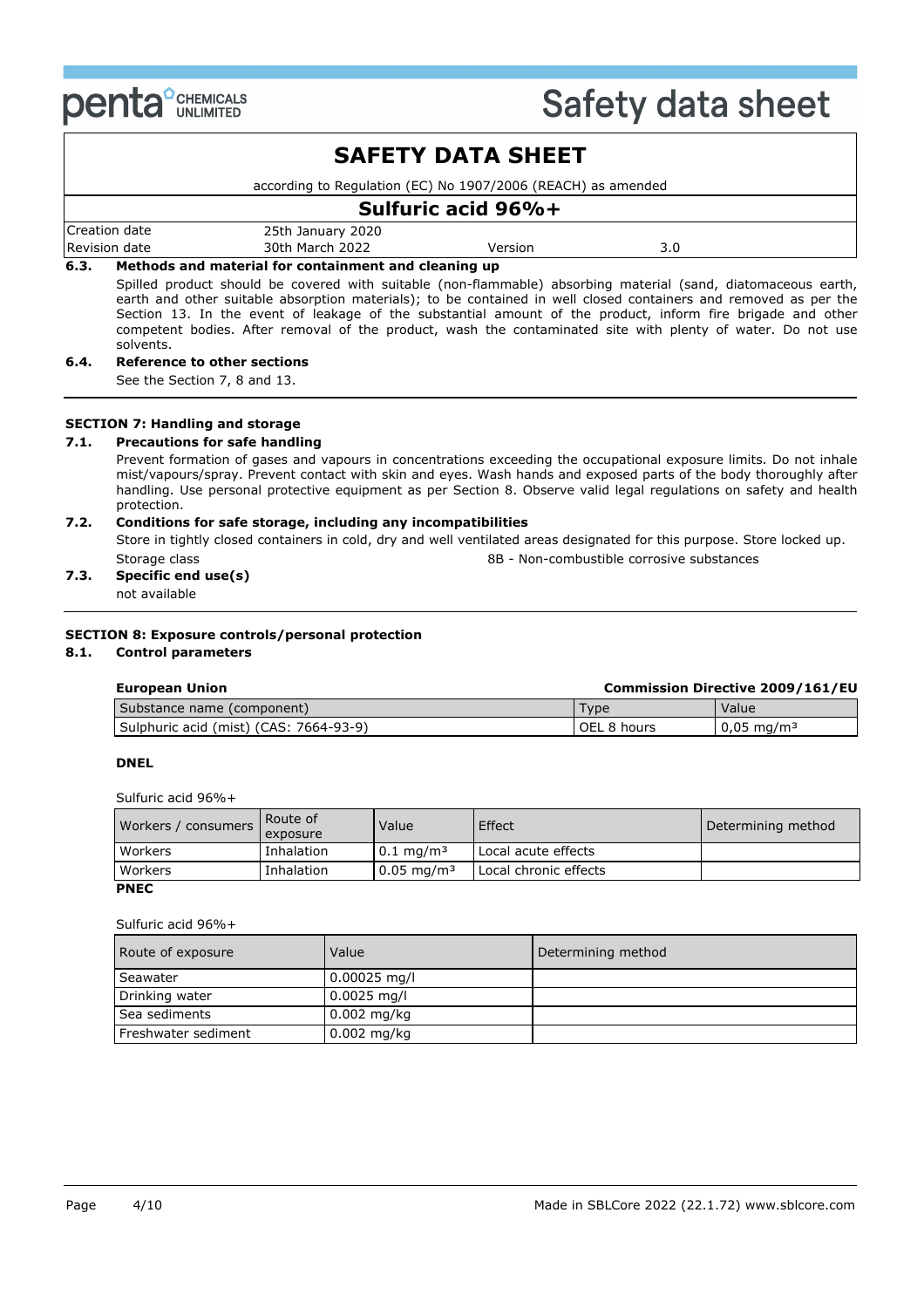# SAFETY DATA SHEET

according to Regulation (EC) No 1907/2006 (REACH) as amended

## Sulfuric acid 96%+

| Creation date | 25th January 2020 | | |
|---|---|---|---|
| Revision date | 30th March 2022 | Version | 3.0 |

**6.3. Methods and material for containment and cleaning up**

Spilled product should be covered with suitable (non-flammable) absorbing material (sand, diatomaceous earth, earth and other suitable absorption materials); to be contained in well closed containers and removed as per the Section 13. In the event of leakage of the substantial amount of the product, inform fire brigade and other competent bodies. After removal of the product, wash the contaminated site with plenty of water. Do not use solvents.

**6.4. Reference to other sections**

See the Section 7, 8 and 13.

---

### SECTION 7: Handling and storage

**7.1. Precautions for safe handling**

Prevent formation of gases and vapours in concentrations exceeding the occupational exposure limits. Do not inhale mist/vapours/spray. Prevent contact with skin and eyes. Wash hands and exposed parts of the body thoroughly after handling. Use personal protective equipment as per Section 8. Observe valid legal regulations on safety and health protection.

**7.2. Conditions for safe storage, including any incompatibilities**

Store in tightly closed containers in cold, dry and well ventilated areas designated for this purpose. Store locked up.

Storage class: 8B - Non-combustible corrosive substances

**7.3. Specific end use(s)**

not available

---

### SECTION 8: Exposure controls/personal protection

**8.1. Control parameters**

**European Union** — **Commission Directive 2009/161/EU**

| Substance name (component) | Type | Value |
|---|---|---|
| Sulphuric acid (mist) (CAS: 7664-93-9) | OEL 8 hours | 0,05 mg/m³ |

**DNEL**

Sulfuric acid 96%+

| Workers / consumers | Route of exposure | Value | Effect | Determining method |
|---|---|---|---|---|
| Workers | Inhalation | 0.1 mg/m³ | Local acute effects | |
| Workers | Inhalation | 0.05 mg/m³ | Local chronic effects | |

**PNEC**

Sulfuric acid 96%+

| Route of exposure | Value | Determining method |
|---|---|---|
| Seawater | 0.00025 mg/l | |
| Drinking water | 0.0025 mg/l | |
| Sea sediments | 0.002 mg/kg | |
| Freshwater sediment | 0.002 mg/kg | |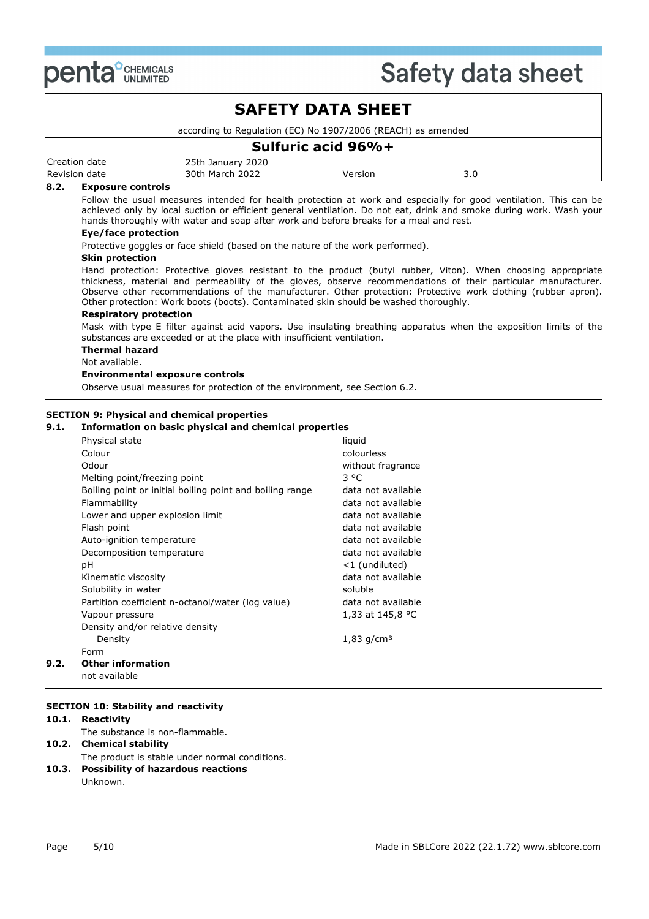# SAFETY DATA SHEET

according to Regulation (EC) No 1907/2006 (REACH) as amended

## Sulfuric acid 96%+

| Creation date | 25th January 2020 | | |
|---|---|---|---|
| Revision date | 30th March 2022 | Version | 3.0 |

### 8.2. Exposure controls

Follow the usual measures intended for health protection at work and especially for good ventilation. This can be achieved only by local suction or efficient general ventilation. Do not eat, drink and smoke during work. Wash your hands thoroughly with water and soap after work and before breaks for a meal and rest.

**Eye/face protection**

Protective goggles or face shield (based on the nature of the work performed).

**Skin protection**

Hand protection: Protective gloves resistant to the product (butyl rubber, Viton). When choosing appropriate thickness, material and permeability of the gloves, observe recommendations of their particular manufacturer. Observe other recommendations of the manufacturer. Other protection: Protective work clothing (rubber apron). Other protection: Work boots (boots). Contaminated skin should be washed thoroughly.

**Respiratory protection**

Mask with type E filter against acid vapors. Use insulating breathing apparatus when the exposition limits of the substances are exceeded or at the place with insufficient ventilation.

**Thermal hazard**

Not available.

**Environmental exposure controls**

Observe usual measures for protection of the environment, see Section 6.2.

## SECTION 9: Physical and chemical properties

### 9.1. Information on basic physical and chemical properties

| Property | Value |
|---|---|
| Physical state | liquid |
| Colour | colourless |
| Odour | without fragrance |
| Melting point/freezing point | 3 °C |
| Boiling point or initial boiling point and boiling range | data not available |
| Flammability | data not available |
| Lower and upper explosion limit | data not available |
| Flash point | data not available |
| Auto-ignition temperature | data not available |
| Decomposition temperature | data not available |
| pH | <1 (undiluted) |
| Kinematic viscosity | data not available |
| Solubility in water | soluble |
| Partition coefficient n-octanol/water (log value) | data not available |
| Vapour pressure | 1,33 at 145,8 °C |
| Density and/or relative density | |
| Density | 1,83 g/cm³ |
| Form | |

### 9.2. Other information

not available

## SECTION 10: Stability and reactivity

### 10.1. Reactivity

The substance is non-flammable.

### 10.2. Chemical stability

The product is stable under normal conditions.

### 10.3. Possibility of hazardous reactions

Unknown.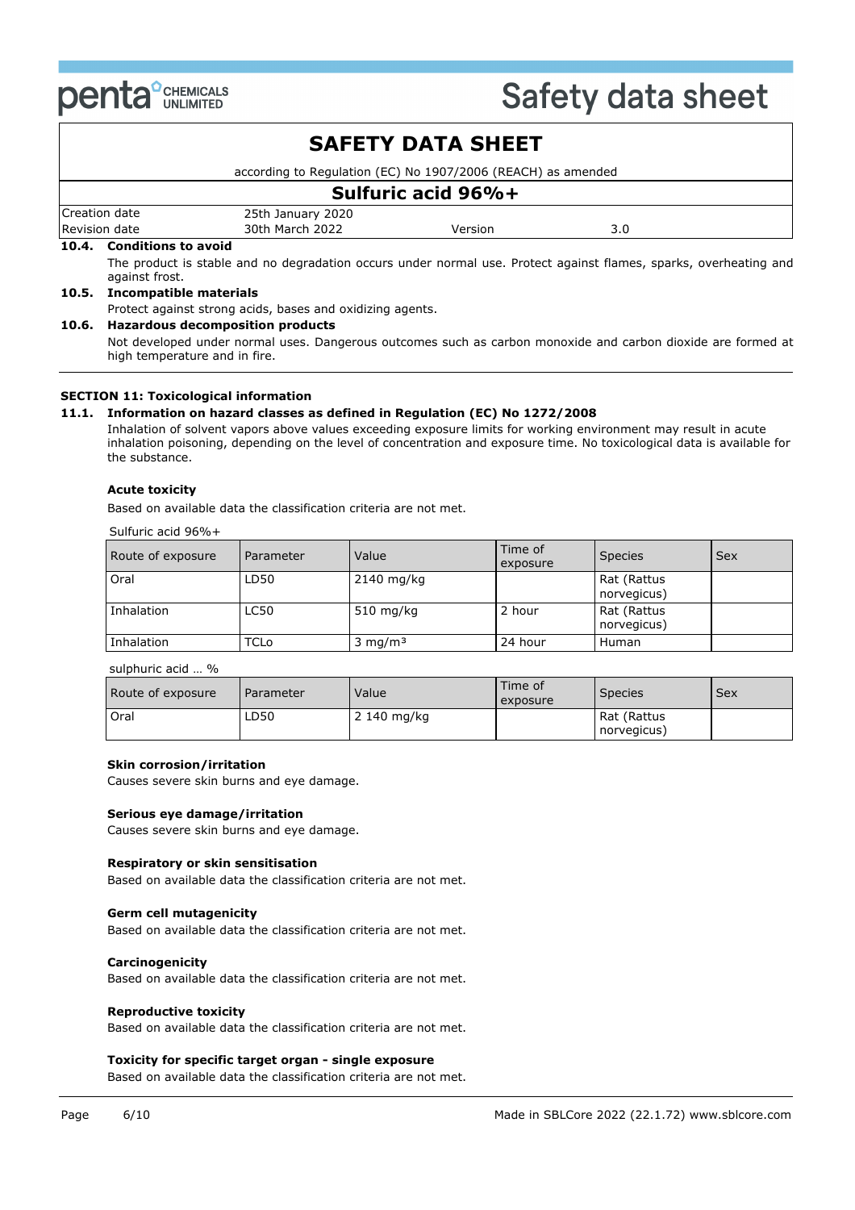# SAFETY DATA SHEET

according to Regulation (EC) No 1907/2006 (REACH) as amended

## Sulfuric acid 96%+

| Creation date | 25th January 2020 | | |
|---|---|---|---|
| Revision date | 30th March 2022 | Version | 3.0 |

**10.4. Conditions to avoid**

The product is stable and no degradation occurs under normal use. Protect against flames, sparks, overheating and against frost.

**10.5. Incompatible materials**

Protect against strong acids, bases and oxidizing agents.

**10.6. Hazardous decomposition products**

Not developed under normal uses. Dangerous outcomes such as carbon monoxide and carbon dioxide are formed at high temperature and in fire.

## SECTION 11: Toxicological information

**11.1. Information on hazard classes as defined in Regulation (EC) No 1272/2008**

Inhalation of solvent vapors above values exceeding exposure limits for working environment may result in acute inhalation poisoning, depending on the level of concentration and exposure time. No toxicological data is available for the substance.

**Acute toxicity**

Based on available data the classification criteria are not met.

Sulfuric acid 96%+

| Route of exposure | Parameter | Value | Time of exposure | Species | Sex |
|---|---|---|---|---|---|
| Oral | LD50 | 2140 mg/kg | | Rat (Rattus norvegicus) | |
| Inhalation | LC50 | 510 mg/kg | 2 hour | Rat (Rattus norvegicus) | |
| Inhalation | TCLo | 3 $mg/m^3$ | 24 hour | Human | |

sulphuric acid … %

| Route of exposure | Parameter | Value | Time of exposure | Species | Sex |
|---|---|---|---|---|---|
| Oral | LD50 | 2 140 mg/kg | | Rat (Rattus norvegicus) | |

**Skin corrosion/irritation**

Causes severe skin burns and eye damage.

**Serious eye damage/irritation**

Causes severe skin burns and eye damage.

**Respiratory or skin sensitisation**

Based on available data the classification criteria are not met.

**Germ cell mutagenicity**

Based on available data the classification criteria are not met.

**Carcinogenicity**

Based on available data the classification criteria are not met.

**Reproductive toxicity**

Based on available data the classification criteria are not met.

**Toxicity for specific target organ - single exposure**

Based on available data the classification criteria are not met.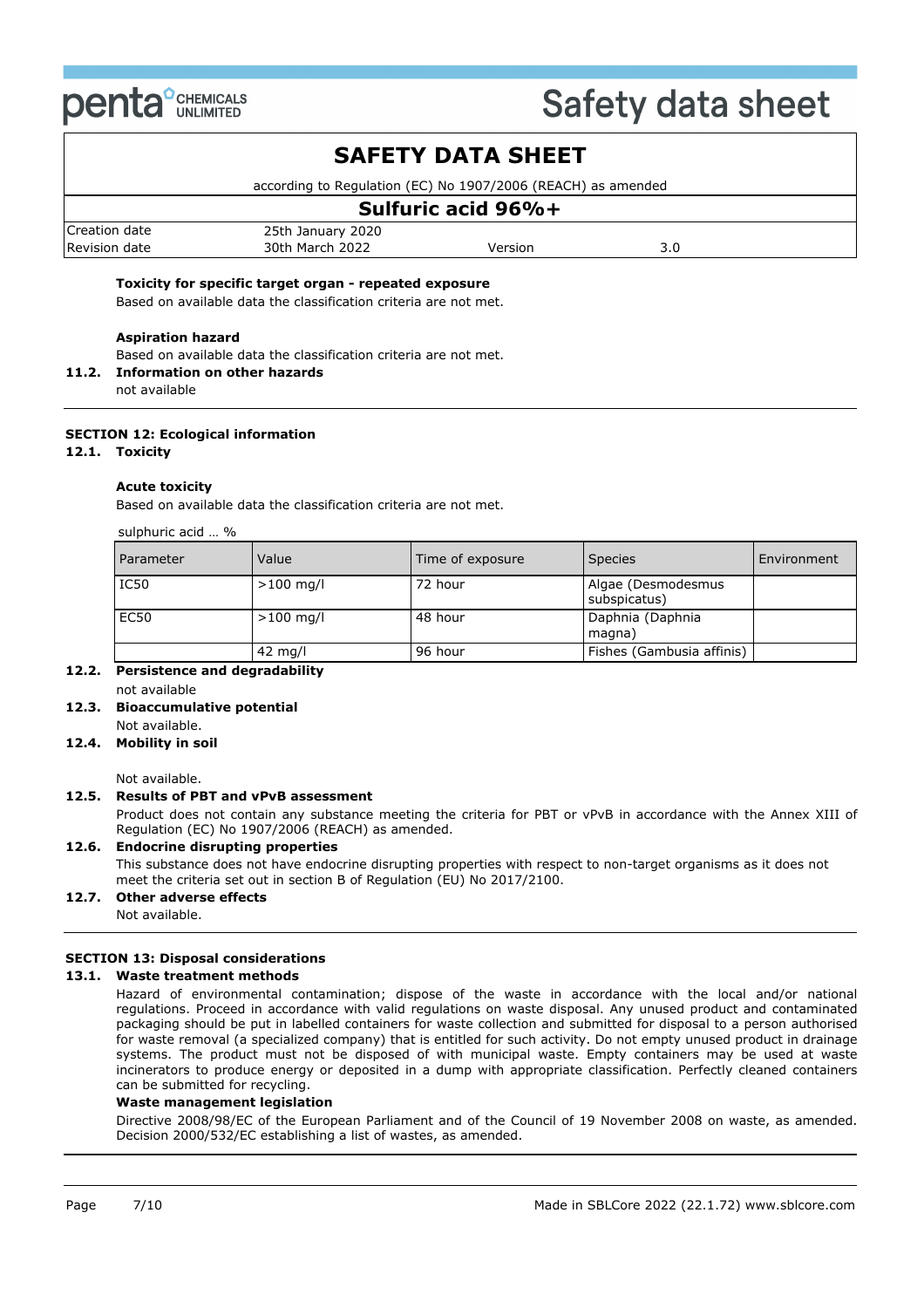**Toxicity for specific target organ - repeated exposure**

Based on available data the classification criteria are not met.

**Aspiration hazard**

Based on available data the classification criteria are not met.

**11.2. Information on other hazards**

not available

## SECTION 12: Ecological information

**12.1. Toxicity**

**Acute toxicity**

Based on available data the classification criteria are not met.

sulphuric acid … %

| Parameter | Value | Time of exposure | Species | Environment |
|---|---|---|---|---|
| IC50 | >100 mg/l | 72 hour | Algae (Desmodesmus subspicatus) | |
| EC50 | >100 mg/l | 48 hour | Daphnia (Daphnia magna) | |
| | 42 mg/l | 96 hour | Fishes (Gambusia affinis) | |

**12.2. Persistence and degradability**

not available

**12.3. Bioaccumulative potential**

Not available.

**12.4. Mobility in soil**

Not available.

**12.5. Results of PBT and vPvB assessment**

Product does not contain any substance meeting the criteria for PBT or vPvB in accordance with the Annex XIII of Regulation (EC) No 1907/2006 (REACH) as amended.

**12.6. Endocrine disrupting properties**

This substance does not have endocrine disrupting properties with respect to non-target organisms as it does not meet the criteria set out in section B of Regulation (EU) No 2017/2100.

**12.7. Other adverse effects**

Not available.

## SECTION 13: Disposal considerations

**13.1. Waste treatment methods**

Hazard of environmental contamination; dispose of the waste in accordance with the local and/or national regulations. Proceed in accordance with valid regulations on waste disposal. Any unused product and contaminated packaging should be put in labelled containers for waste collection and submitted for disposal to a person authorised for waste removal (a specialized company) that is entitled for such activity. Do not empty unused product in drainage systems. The product must not be disposed of with municipal waste. Empty containers may be used at waste incinerators to produce energy or deposited in a dump with appropriate classification. Perfectly cleaned containers can be submitted for recycling.

**Waste management legislation**

Directive 2008/98/EC of the European Parliament and of the Council of 19 November 2008 on waste, as amended. Decision 2000/532/EC establishing a list of wastes, as amended.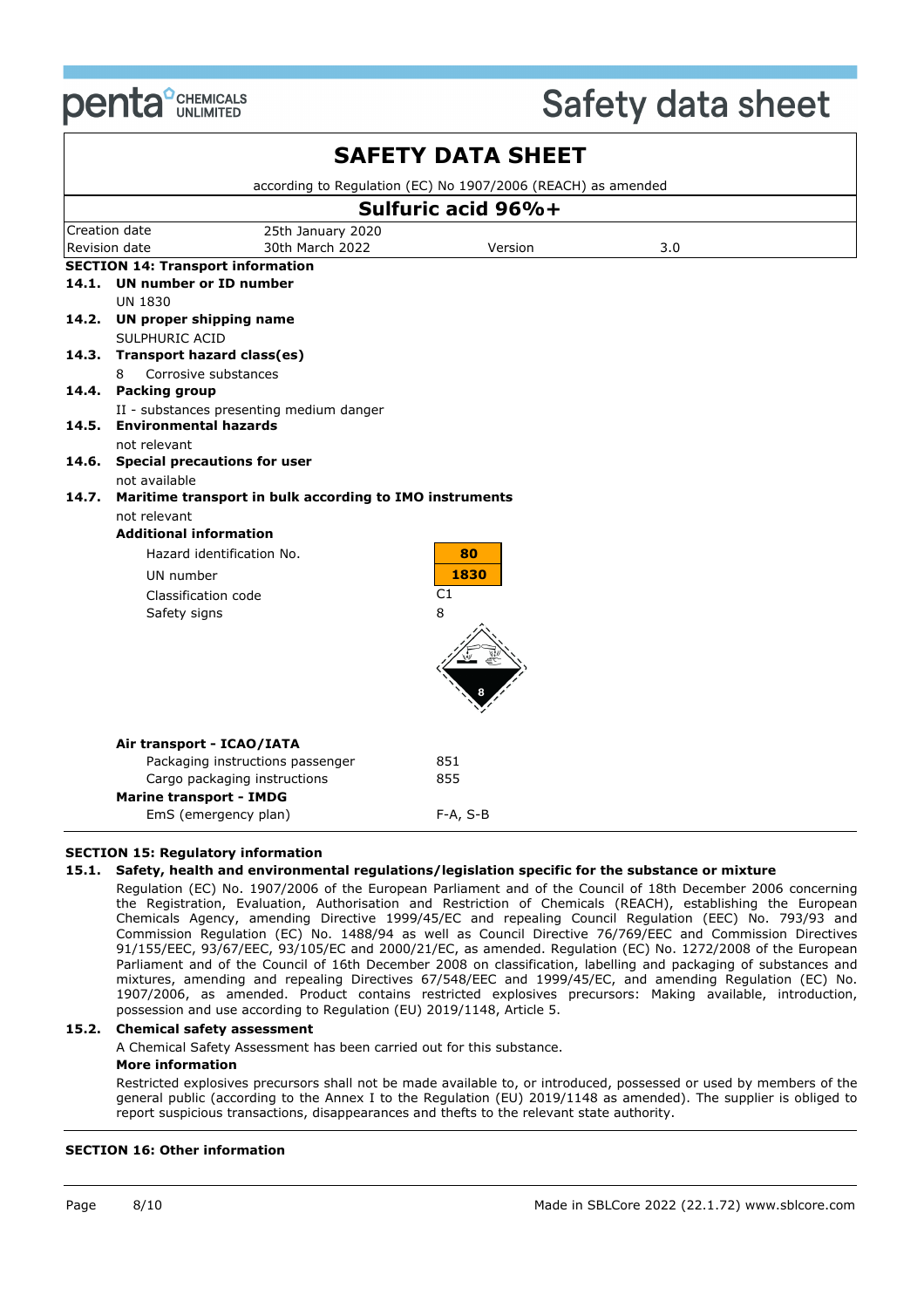# SAFETY DATA SHEET

according to Regulation (EC) No 1907/2006 (REACH) as amended

## Sulfuric acid 96%+

| Creation date | 25th January 2020 | | |
|---|---|---|---|
| Revision date | 30th March 2022 | Version | 3.0 |

## SECTION 14: Transport information

**14.1. UN number or ID number**

UN 1830

**14.2. UN proper shipping name**

SULPHURIC ACID

**14.3. Transport hazard class(es)**

8 Corrosive substances

**14.4. Packing group**

II - substances presenting medium danger

**14.5. Environmental hazards**

not relevant

**14.6. Special precautions for user**

not available

**14.7. Maritime transport in bulk according to IMO instruments**

not relevant

**Additional information**

| | |
|---|---|
| Hazard identification No. | 80 |
| UN number | 1830 |
| Classification code | C1 |
| Safety signs | 8 |

**Air transport - ICAO/IATA**

| | |
|---|---|
| Packaging instructions passenger | 851 |
| Cargo packaging instructions | 855 |

**Marine transport - IMDG**

| | |
|---|---|
| EmS (emergency plan) | F-A, S-B |

## SECTION 15: Regulatory information

**15.1. Safety, health and environmental regulations/legislation specific for the substance or mixture**

Regulation (EC) No. 1907/2006 of the European Parliament and of the Council of 18th December 2006 concerning the Registration, Evaluation, Authorisation and Restriction of Chemicals (REACH), establishing the European Chemicals Agency, amending Directive 1999/45/EC and repealing Council Regulation (EEC) No. 793/93 and Commission Regulation (EC) No. 1488/94 as well as Council Directive 76/769/EEC and Commission Directives 91/155/EEC, 93/67/EEC, 93/105/EC and 2000/21/EC, as amended. Regulation (EC) No. 1272/2008 of the European Parliament and of the Council of 16th December 2008 on classification, labelling and packaging of substances and mixtures, amending and repealing Directives 67/548/EEC and 1999/45/EC, and amending Regulation (EC) No. 1907/2006, as amended. Product contains restricted explosives precursors: Making available, introduction, possession and use according to Regulation (EU) 2019/1148, Article 5.

**15.2. Chemical safety assessment**

A Chemical Safety Assessment has been carried out for this substance.

**More information**

Restricted explosives precursors shall not be made available to, or introduced, possessed or used by members of the general public (according to the Annex I to the Regulation (EU) 2019/1148 as amended). The supplier is obliged to report suspicious transactions, disappearances and thefts to the relevant state authority.

## SECTION 16: Other information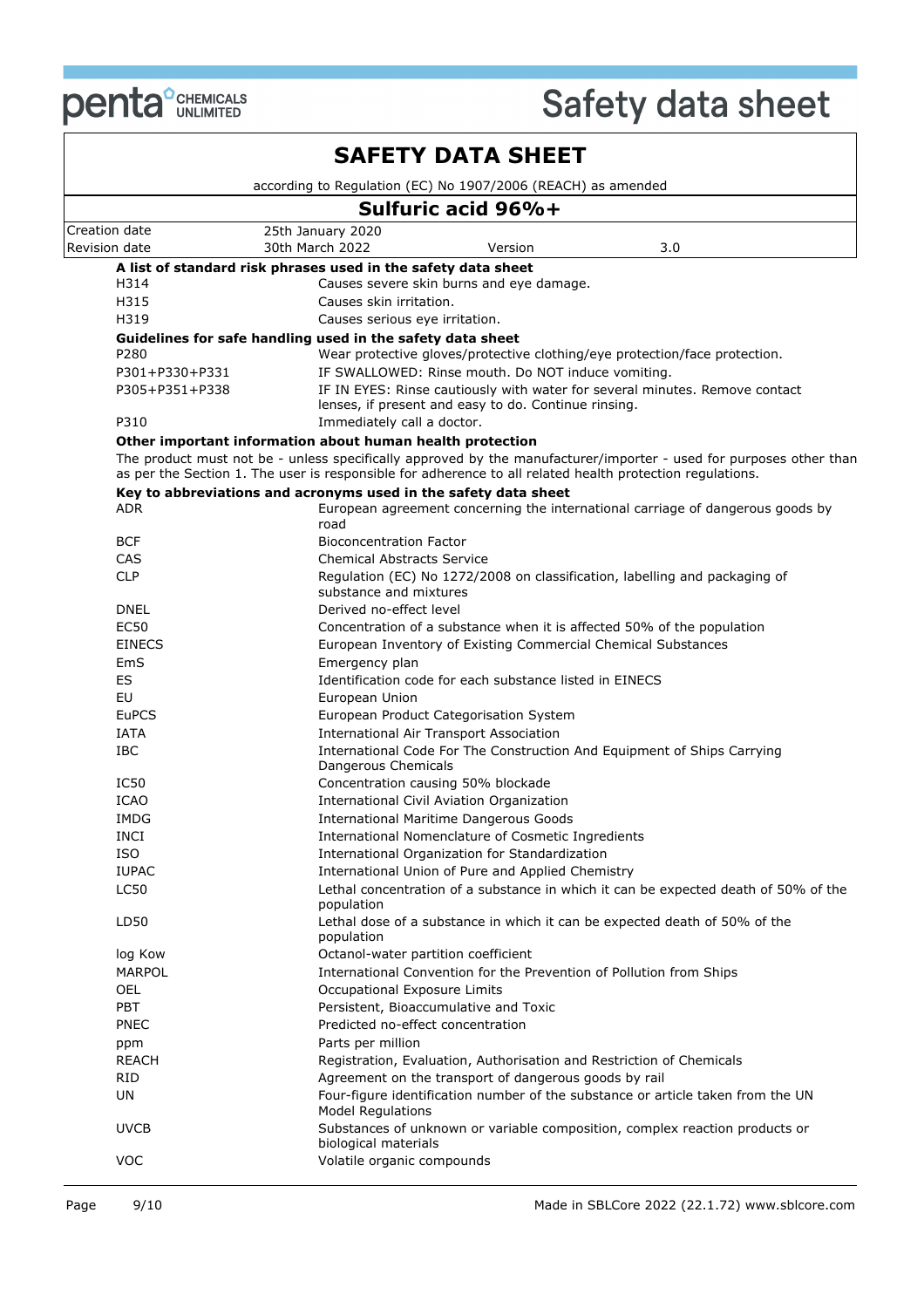# SAFETY DATA SHEET

according to Regulation (EC) No 1907/2006 (REACH) as amended

## Sulfuric acid 96%+

| | | | |
|---|---|---|---|
| Creation date | 25th January 2020 | | |
| Revision date | 30th March 2022 | Version | 3.0 |

**A list of standard risk phrases used in the safety data sheet**

| | |
|---|---|
| H314 | Causes severe skin burns and eye damage. |
| H315 | Causes skin irritation. |
| H319 | Causes serious eye irritation. |

**Guidelines for safe handling used in the safety data sheet**

| | |
|---|---|
| P280 | Wear protective gloves/protective clothing/eye protection/face protection. |
| P301+P330+P331 | IF SWALLOWED: Rinse mouth. Do NOT induce vomiting. |
| P305+P351+P338 | IF IN EYES: Rinse cautiously with water for several minutes. Remove contact lenses, if present and easy to do. Continue rinsing. |
| P310 | Immediately call a doctor. |

**Other important information about human health protection**

The product must not be - unless specifically approved by the manufacturer/importer - used for purposes other than as per the Section 1. The user is responsible for adherence to all related health protection regulations.

**Key to abbreviations and acronyms used in the safety data sheet**

| | |
|---|---|
| ADR | European agreement concerning the international carriage of dangerous goods by road |
| BCF | Bioconcentration Factor |
| CAS | Chemical Abstracts Service |
| CLP | Regulation (EC) No 1272/2008 on classification, labelling and packaging of substance and mixtures |
| DNEL | Derived no-effect level |
| EC50 | Concentration of a substance when it is affected 50% of the population |
| EINECS | European Inventory of Existing Commercial Chemical Substances |
| EmS | Emergency plan |
| ES | Identification code for each substance listed in EINECS |
| EU | European Union |
| EuPCS | European Product Categorisation System |
| IATA | International Air Transport Association |
| IBC | International Code For The Construction And Equipment of Ships Carrying Dangerous Chemicals |
| IC50 | Concentration causing 50% blockade |
| ICAO | International Civil Aviation Organization |
| IMDG | International Maritime Dangerous Goods |
| INCI | International Nomenclature of Cosmetic Ingredients |
| ISO | International Organization for Standardization |
| IUPAC | International Union of Pure and Applied Chemistry |
| LC50 | Lethal concentration of a substance in which it can be expected death of 50% of the population |
| LD50 | Lethal dose of a substance in which it can be expected death of 50% of the population |
| log Kow | Octanol-water partition coefficient |
| MARPOL | International Convention for the Prevention of Pollution from Ships |
| OEL | Occupational Exposure Limits |
| PBT | Persistent, Bioaccumulative and Toxic |
| PNEC | Predicted no-effect concentration |
| ppm | Parts per million |
| REACH | Registration, Evaluation, Authorisation and Restriction of Chemicals |
| RID | Agreement on the transport of dangerous goods by rail |
| UN | Four-figure identification number of the substance or article taken from the UN Model Regulations |
| UVCB | Substances of unknown or variable composition, complex reaction products or biological materials |
| VOC | Volatile organic compounds |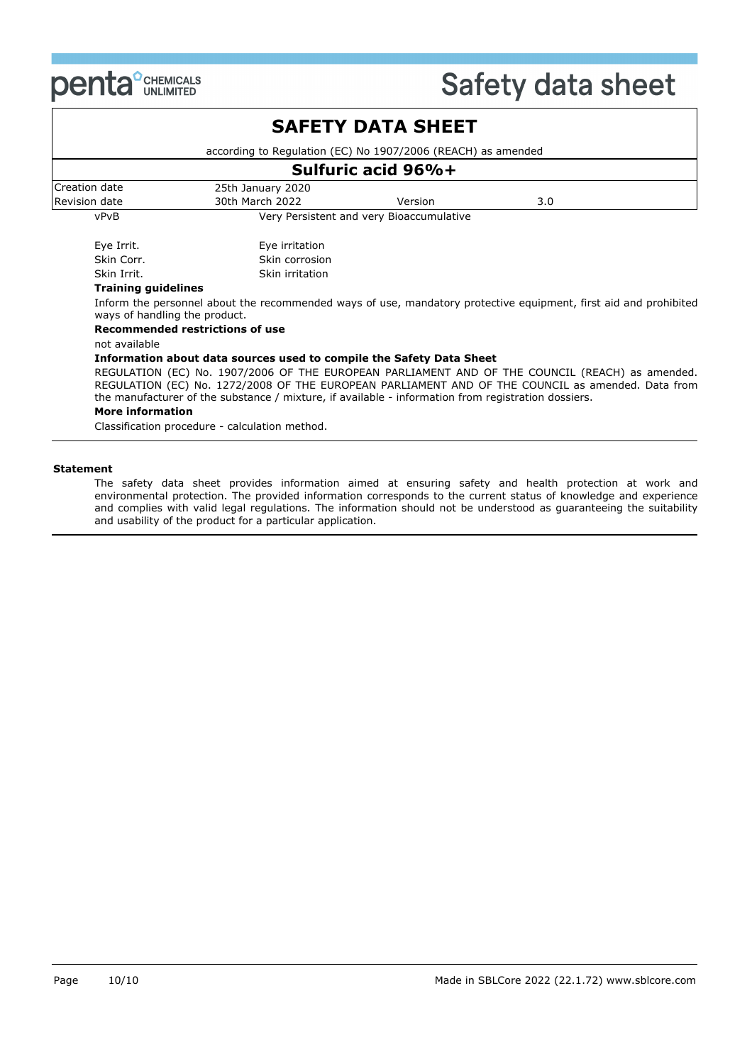| | | | |
|---|---|---|---|
| Creation date | 25th January 2020 | | |
| Revision date | 30th March 2022 | Version | 3.0 |

| | |
|---|---|
| vPvB | Very Persistent and very Bioaccumulative |
| | |
| Eye Irrit. | Eye irritation |
| Skin Corr. | Skin corrosion |
| Skin Irrit. | Skin irritation |

**Training guidelines**

Inform the personnel about the recommended ways of use, mandatory protective equipment, first aid and prohibited ways of handling the product.

**Recommended restrictions of use**

not available

**Information about data sources used to compile the Safety Data Sheet**

REGULATION (EC) No. 1907/2006 OF THE EUROPEAN PARLIAMENT AND OF THE COUNCIL (REACH) as amended. REGULATION (EC) No. 1272/2008 OF THE EUROPEAN PARLIAMENT AND OF THE COUNCIL as amended. Data from the manufacturer of the substance / mixture, if available - information from registration dossiers.

**More information**

Classification procedure - calculation method.

---

**Statement**

The safety data sheet provides information aimed at ensuring safety and health protection at work and environmental protection. The provided information corresponds to the current status of knowledge and experience and complies with valid legal regulations. The information should not be understood as guaranteeing the suitability and usability of the product for a particular application.